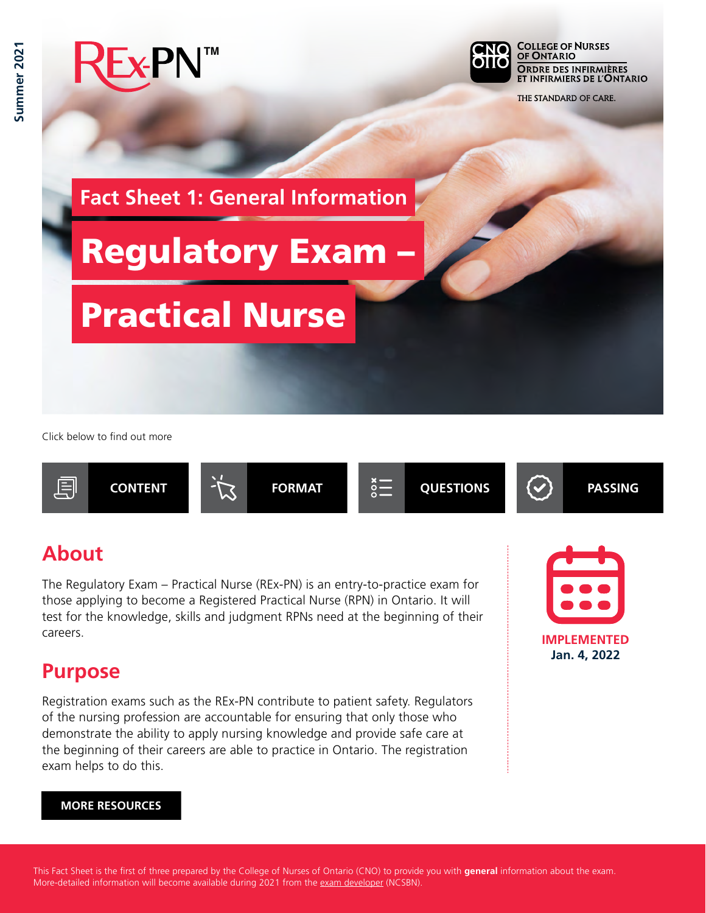Summer 2021

REx-PN™

COLLEGE OF NURSES OF ONTARIO
ORDRE DES INFIRMIÈRES ET INFIRMIERS DE L'ONTARIO
THE STANDARD OF CARE.

## Fact Sheet 1: General Information

# Regulatory Exam – Practical Nurse

Click below to find out more

CONTENT | FORMAT | QUESTIONS | PASSING

## About

The Regulatory Exam – Practical Nurse (REx-PN) is an entry-to-practice exam for those applying to become a Registered Practical Nurse (RPN) in Ontario. It will test for the knowledge, skills and judgment RPNs need at the beginning of their careers.

## Purpose

Registration exams such as the REx-PN contribute to patient safety. Regulators of the nursing profession are accountable for ensuring that only those who demonstrate the ability to apply nursing knowledge and provide safe care at the beginning of their careers are able to practice in Ontario. The registration exam helps to do this.

**IMPLEMENTED**
**Jan. 4, 2022**

MORE RESOURCES

This Fact Sheet is the first of three prepared by the College of Nurses of Ontario (CNO) to provide you with **general** information about the exam. More-detailed information will become available during 2021 from the exam developer (NCSBN).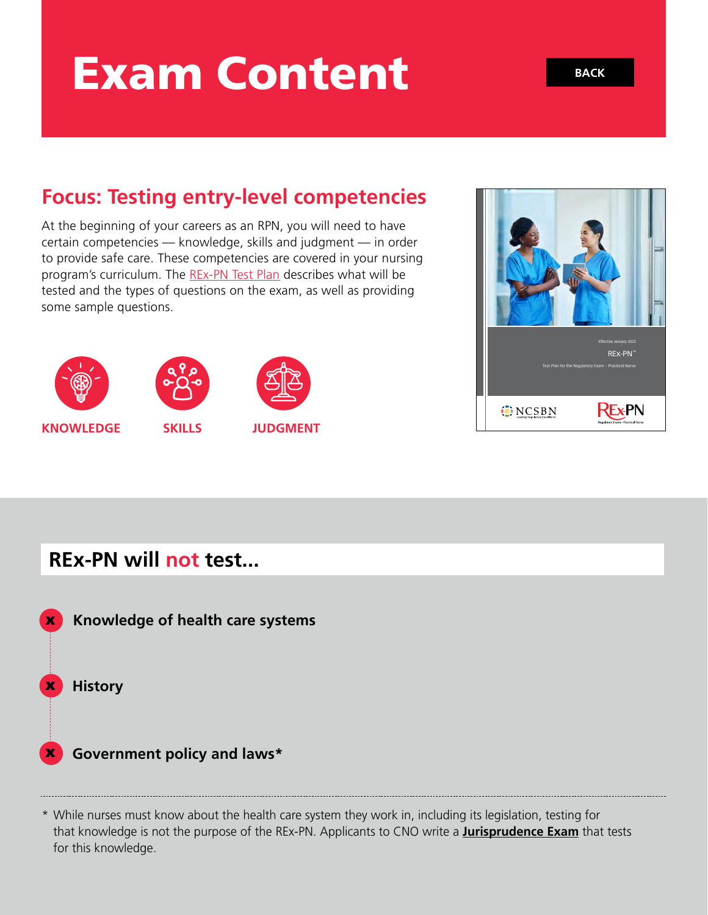# Exam Content

BACK

## Focus: Testing entry-level competencies

At the beginning of your careers as an RPN, you will need to have certain competencies — knowledge, skills and judgment — in order to provide safe care. These competencies are covered in your nursing program's curriculum. The REx-PN Test Plan describes what will be tested and the types of questions on the exam, as well as providing some sample questions.

KNOWLEDGE

SKILLS

JUDGMENT

## REx-PN will not test...

- **Knowledge of health care systems**
- **History**
- **Government policy and laws***

* While nurses must know about the health care system they work in, including its legislation, testing for that knowledge is not the purpose of the REx-PN. Applicants to CNO write a **Jurisprudence Exam** that tests for this knowledge.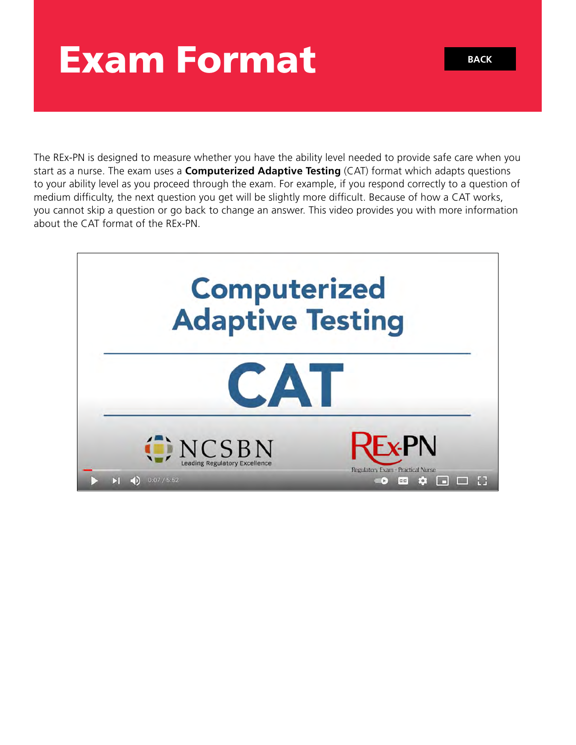# Exam Format

BACK

The REx-PN is designed to measure whether you have the ability level needed to provide safe care when you start as a nurse. The exam uses a **Computerized Adaptive Testing** (CAT) format which adapts questions to your ability level as you proceed through the exam. For example, if you respond correctly to a question of medium difficulty, the next question you get will be slightly more difficult. Because of how a CAT works, you cannot skip a question or go back to change an answer. This video provides you with more information about the CAT format of the REx-PN.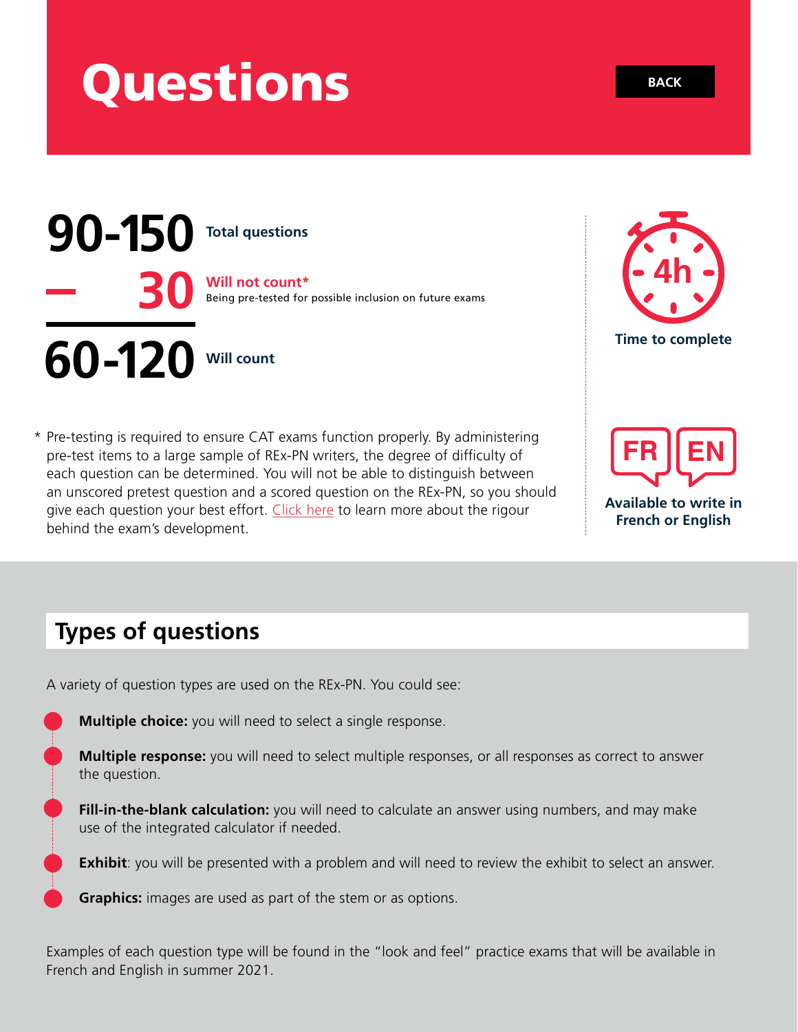# Questions

BACK

**90-150** **Total questions**

**− 30** **Will not count***
Being pre-tested for possible inclusion on future exams

**60-120** **Will count**

* Pre-testing is required to ensure CAT exams function properly. By administering pre-test items to a large sample of REx-PN writers, the degree of difficulty of each question can be determined. You will not be able to distinguish between an unscored pretest question and a scored question on the REx-PN, so you should give each question your best effort. Click here to learn more about the rigour behind the exam's development.

**4h**
**Time to complete**

**FR** **EN**
**Available to write in French or English**

## Types of questions

A variety of question types are used on the REx-PN. You could see:

- **Multiple choice:** you will need to select a single response.
- **Multiple response:** you will need to select multiple responses, or all responses as correct to answer the question.
- **Fill-in-the-blank calculation:** you will need to calculate an answer using numbers, and may make use of the integrated calculator if needed.
- **Exhibit**: you will be presented with a problem and will need to review the exhibit to select an answer.
- **Graphics:** images are used as part of the stem or as options.

Examples of each question type will be found in the "look and feel" practice exams that will be available in French and English in summer 2021.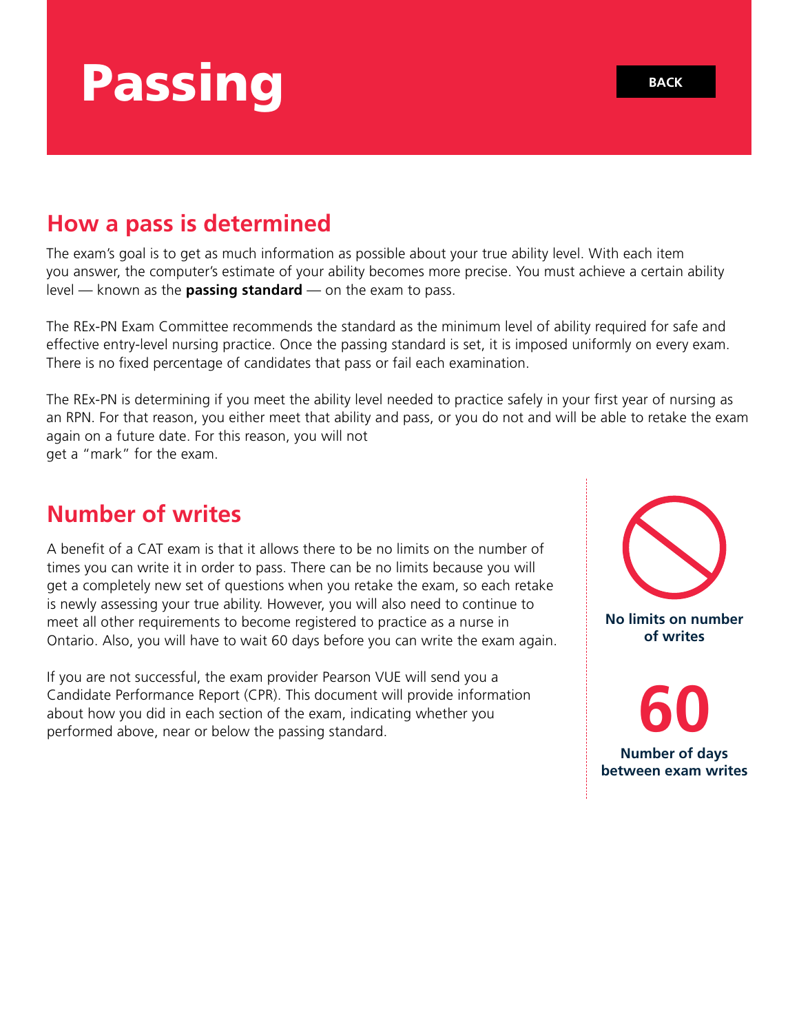# Passing

BACK

## How a pass is determined

The exam's goal is to get as much information as possible about your true ability level. With each item you answer, the computer's estimate of your ability becomes more precise. You must achieve a certain ability level — known as the **passing standard** — on the exam to pass.

The REx-PN Exam Committee recommends the standard as the minimum level of ability required for safe and effective entry-level nursing practice. Once the passing standard is set, it is imposed uniformly on every exam. There is no fixed percentage of candidates that pass or fail each examination.

The REx-PN is determining if you meet the ability level needed to practice safely in your first year of nursing as an RPN. For that reason, you either meet that ability and pass, or you do not and will be able to retake the exam again on a future date. For this reason, you will not get a "mark" for the exam.

## Number of writes

A benefit of a CAT exam is that it allows there to be no limits on the number of times you can write it in order to pass. There can be no limits because you will get a completely new set of questions when you retake the exam, so each retake is newly assessing your true ability. However, you will also need to continue to meet all other requirements to become registered to practice as a nurse in Ontario. Also, you will have to wait 60 days before you can write the exam again.

If you are not successful, the exam provider Pearson VUE will send you a Candidate Performance Report (CPR). This document will provide information about how you did in each section of the exam, indicating whether you performed above, near or below the passing standard.

**No limits on number of writes**

**60**

**Number of days between exam writes**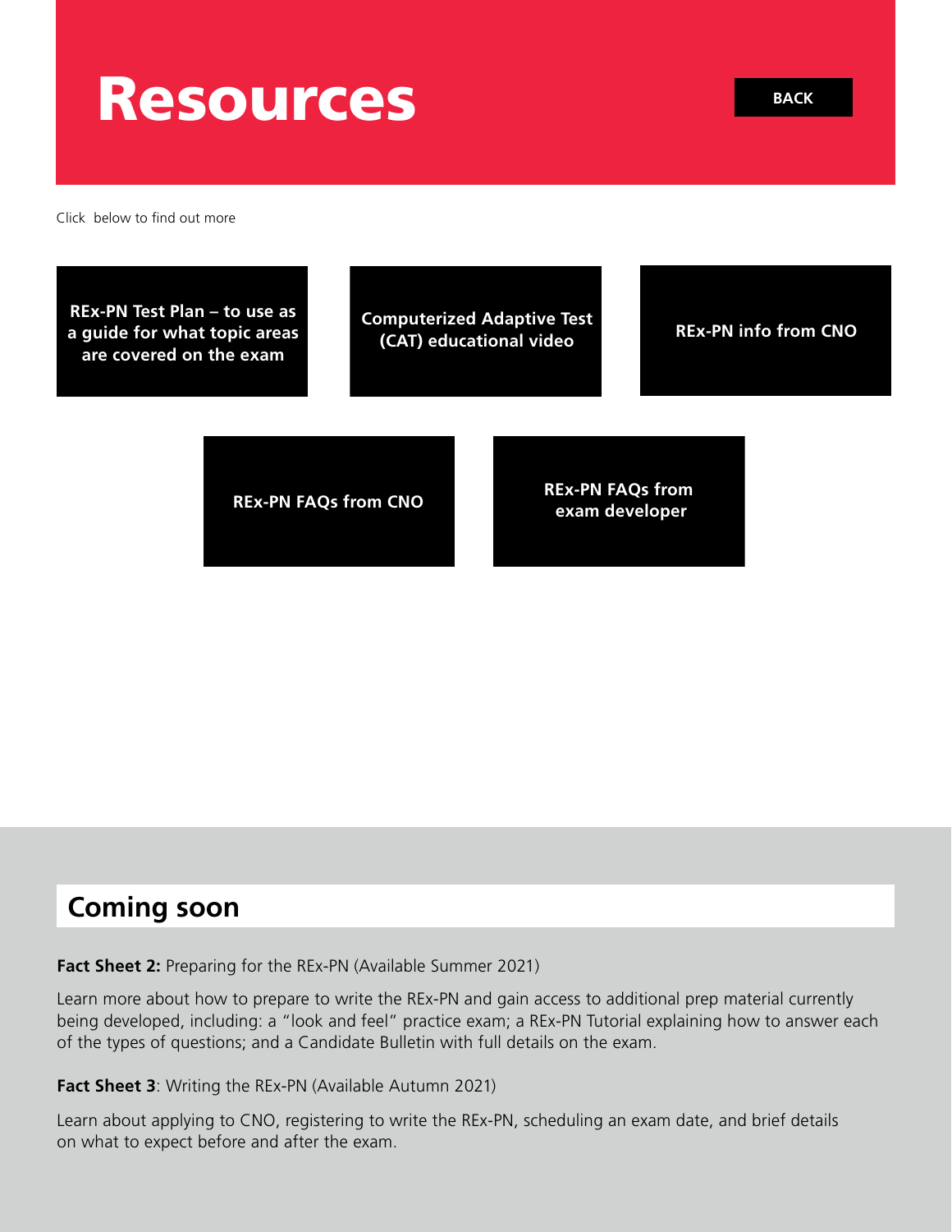# Resources

BACK

Click  below to find out more

**REx-PN Test Plan – to use as a guide for what topic areas are covered on the exam**

**Computerized Adaptive Test (CAT) educational video**

**REx-PN info from CNO**

**REx-PN FAQs from CNO**

**REx-PN FAQs from exam developer**

## Coming soon

**Fact Sheet 2:** Preparing for the REx-PN (Available Summer 2021)

Learn more about how to prepare to write the REx-PN and gain access to additional prep material currently being developed, including: a "look and feel" practice exam; a REx-PN Tutorial explaining how to answer each of the types of questions; and a Candidate Bulletin with full details on the exam.

**Fact Sheet 3**: Writing the REx-PN (Available Autumn 2021)

Learn about applying to CNO, registering to write the REx-PN, scheduling an exam date, and brief details on what to expect before and after the exam.